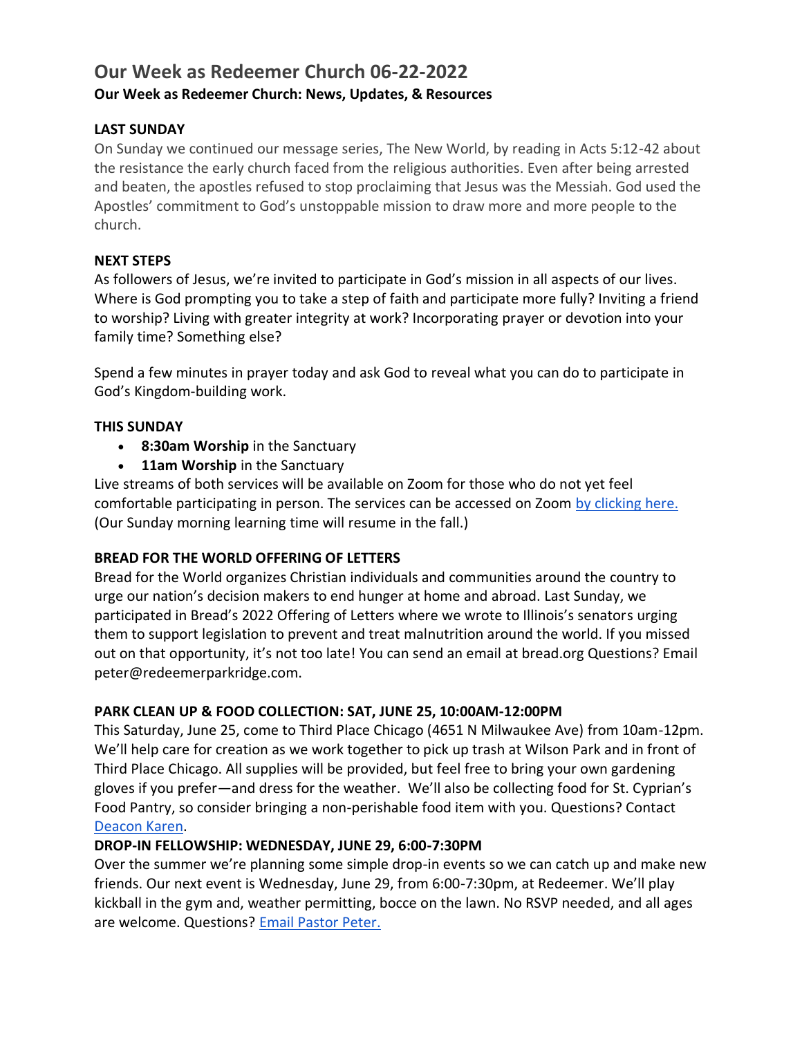# Our Week as Redeemer Church 06-22-2022

**Our Week as Redeemer Church: News, Updates, & Resources**

**LAST SUNDAY**

On Sunday we continued our message series, The New World, by reading in Acts 5:12-42 about the resistance the early church faced from the religious authorities. Even after being arrested and beaten, the apostles refused to stop proclaiming that Jesus was the Messiah. God used the Apostles' commitment to God's unstoppable mission to draw more and more people to the church.

**NEXT STEPS**

As followers of Jesus, we're invited to participate in God's mission in all aspects of our lives. Where is God prompting you to take a step of faith and participate more fully? Inviting a friend to worship? Living with greater integrity at work? Incorporating prayer or devotion into your family time? Something else?

Spend a few minutes in prayer today and ask God to reveal what you can do to participate in God's Kingdom-building work.

**THIS SUNDAY**

- **8:30am Worship** in the Sanctuary
- **11am Worship** in the Sanctuary

Live streams of both services will be available on Zoom for those who do not yet feel comfortable participating in person. The services can be accessed on Zoom by clicking here. (Our Sunday morning learning time will resume in the fall.)

**BREAD FOR THE WORLD OFFERING OF LETTERS**

Bread for the World organizes Christian individuals and communities around the country to urge our nation's decision makers to end hunger at home and abroad. Last Sunday, we participated in Bread's 2022 Offering of Letters where we wrote to Illinois's senators urging them to support legislation to prevent and treat malnutrition around the world. If you missed out on that opportunity, it's not too late! You can send an email at bread.org Questions? Email peter@redeemerparkridge.com.

**PARK CLEAN UP & FOOD COLLECTION: SAT, JUNE 25, 10:00AM-12:00PM**

This Saturday, June 25, come to Third Place Chicago (4651 N Milwaukee Ave) from 10am-12pm. We'll help care for creation as we work together to pick up trash at Wilson Park and in front of Third Place Chicago. All supplies will be provided, but feel free to bring your own gardening gloves if you prefer—and dress for the weather. We'll also be collecting food for St. Cyprian's Food Pantry, so consider bringing a non-perishable food item with you. Questions? Contact Deacon Karen.

**DROP-IN FELLOWSHIP: WEDNESDAY, JUNE 29, 6:00-7:30PM**

Over the summer we're planning some simple drop-in events so we can catch up and make new friends. Our next event is Wednesday, June 29, from 6:00-7:30pm, at Redeemer. We'll play kickball in the gym and, weather permitting, bocce on the lawn. No RSVP needed, and all ages are welcome. Questions? Email Pastor Peter.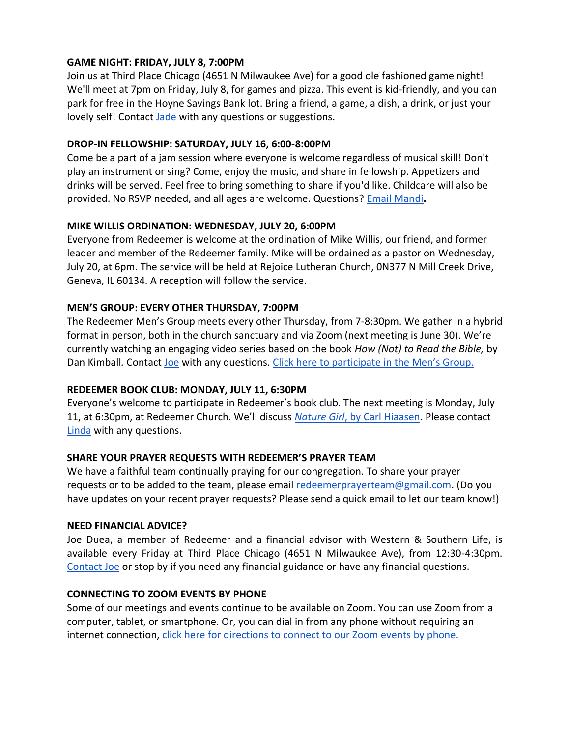**GAME NIGHT: FRIDAY, JULY 8, 7:00PM**

Join us at Third Place Chicago (4651 N Milwaukee Ave) for a good ole fashioned game night! We'll meet at 7pm on Friday, July 8, for games and pizza. This event is kid-friendly, and you can park for free in the Hoyne Savings Bank lot. Bring a friend, a game, a dish, a drink, or just your lovely self! Contact Jade with any questions or suggestions.

**DROP-IN FELLOWSHIP: SATURDAY, JULY 16, 6:00-8:00PM**

Come be a part of a jam session where everyone is welcome regardless of musical skill! Don't play an instrument or sing? Come, enjoy the music, and share in fellowship. Appetizers and drinks will be served. Feel free to bring something to share if you'd like. Childcare will also be provided. No RSVP needed, and all ages are welcome. Questions? Email Mandi**.**

**MIKE WILLIS ORDINATION: WEDNESDAY, JULY 20, 6:00PM**

Everyone from Redeemer is welcome at the ordination of Mike Willis, our friend, and former leader and member of the Redeemer family. Mike will be ordained as a pastor on Wednesday, July 20, at 6pm. The service will be held at Rejoice Lutheran Church, 0N377 N Mill Creek Drive, Geneva, IL 60134. A reception will follow the service.

**MEN'S GROUP: EVERY OTHER THURSDAY, 7:00PM**

The Redeemer Men's Group meets every other Thursday, from 7-8:30pm. We gather in a hybrid format in person, both in the church sanctuary and via Zoom (next meeting is June 30). We're currently watching an engaging video series based on the book *How (Not) to Read the Bible,* by Dan Kimball. Contact Joe with any questions. Click here to participate in the Men's Group.

**REDEEMER BOOK CLUB: MONDAY, JULY 11, 6:30PM**

Everyone's welcome to participate in Redeemer's book club. The next meeting is Monday, July 11, at 6:30pm, at Redeemer Church. We'll discuss *Nature Girl*, by Carl Hiaasen. Please contact Linda with any questions.

**SHARE YOUR PRAYER REQUESTS WITH REDEEMER'S PRAYER TEAM**

We have a faithful team continually praying for our congregation. To share your prayer requests or to be added to the team, please email redeemerprayerteam@gmail.com. (Do you have updates on your recent prayer requests? Please send a quick email to let our team know!)

**NEED FINANCIAL ADVICE?**

Joe Duea, a member of Redeemer and a financial advisor with Western & Southern Life, is available every Friday at Third Place Chicago (4651 N Milwaukee Ave), from 12:30-4:30pm. Contact Joe or stop by if you need any financial guidance or have any financial questions.

**CONNECTING TO ZOOM EVENTS BY PHONE**

Some of our meetings and events continue to be available on Zoom. You can use Zoom from a computer, tablet, or smartphone. Or, you can dial in from any phone without requiring an internet connection, click here for directions to connect to our Zoom events by phone.